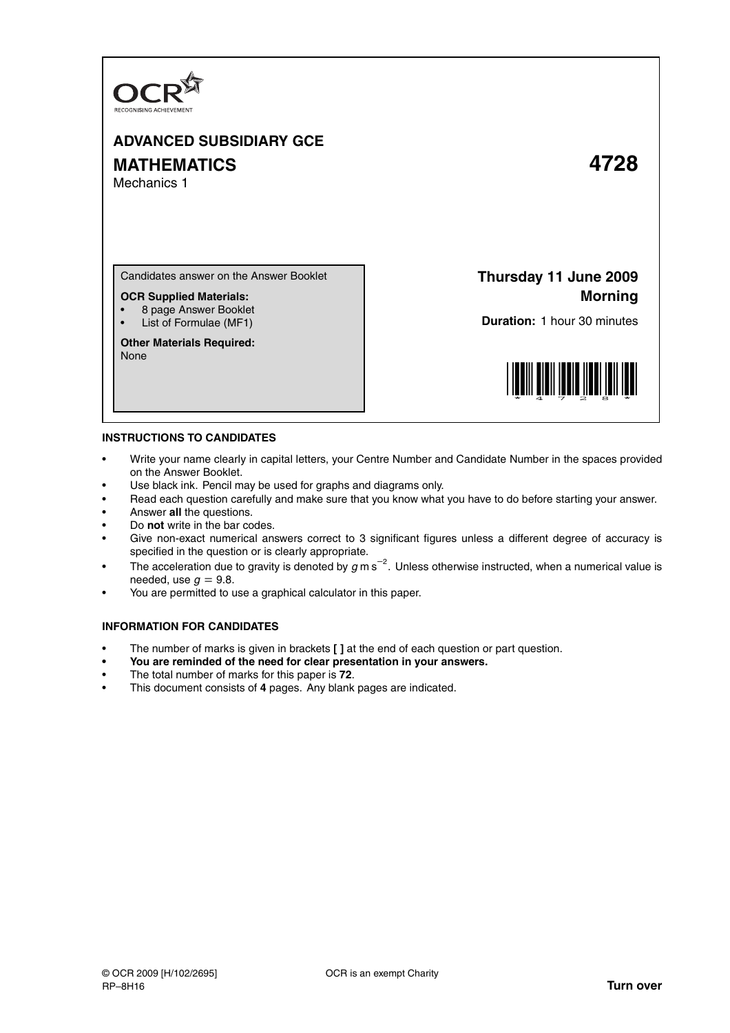OCR
RECOGNISING ACHIEVEMENT

# ADVANCED SUBSIDIARY GCE

# MATHEMATICS 4728

Mechanics 1

Candidates answer on the Answer Booklet

**OCR Supplied Materials:**

- 8 page Answer Booklet
- List of Formulae (MF1)

**Other Materials Required:**
None

**Thursday 11 June 2009**
**Morning**

**Duration:** 1 hour 30 minutes

## INSTRUCTIONS TO CANDIDATES

- Write your name clearly in capital letters, your Centre Number and Candidate Number in the spaces provided on the Answer Booklet.
- Use black ink. Pencil may be used for graphs and diagrams only.
- Read each question carefully and make sure that you know what you have to do before starting your answer.
- Answer **all** the questions.
- Do **not** write in the bar codes.
- Give non-exact numerical answers correct to 3 significant figures unless a different degree of accuracy is specified in the question or is clearly appropriate.
- The acceleration due to gravity is denoted by $g\,\text{m}\,\text{s}^{-2}$. Unless otherwise instructed, when a numerical value is needed, use $g = 9.8$.
- You are permitted to use a graphical calculator in this paper.

## INFORMATION FOR CANDIDATES

- The number of marks is given in brackets **[ ]** at the end of each question or part question.
- **You are reminded of the need for clear presentation in your answers.**
- The total number of marks for this paper is **72**.
- This document consists of **4** pages. Any blank pages are indicated.

© OCR 2009 [H/102/2695] OCR is an exempt Charity
RP–8H16 **Turn over**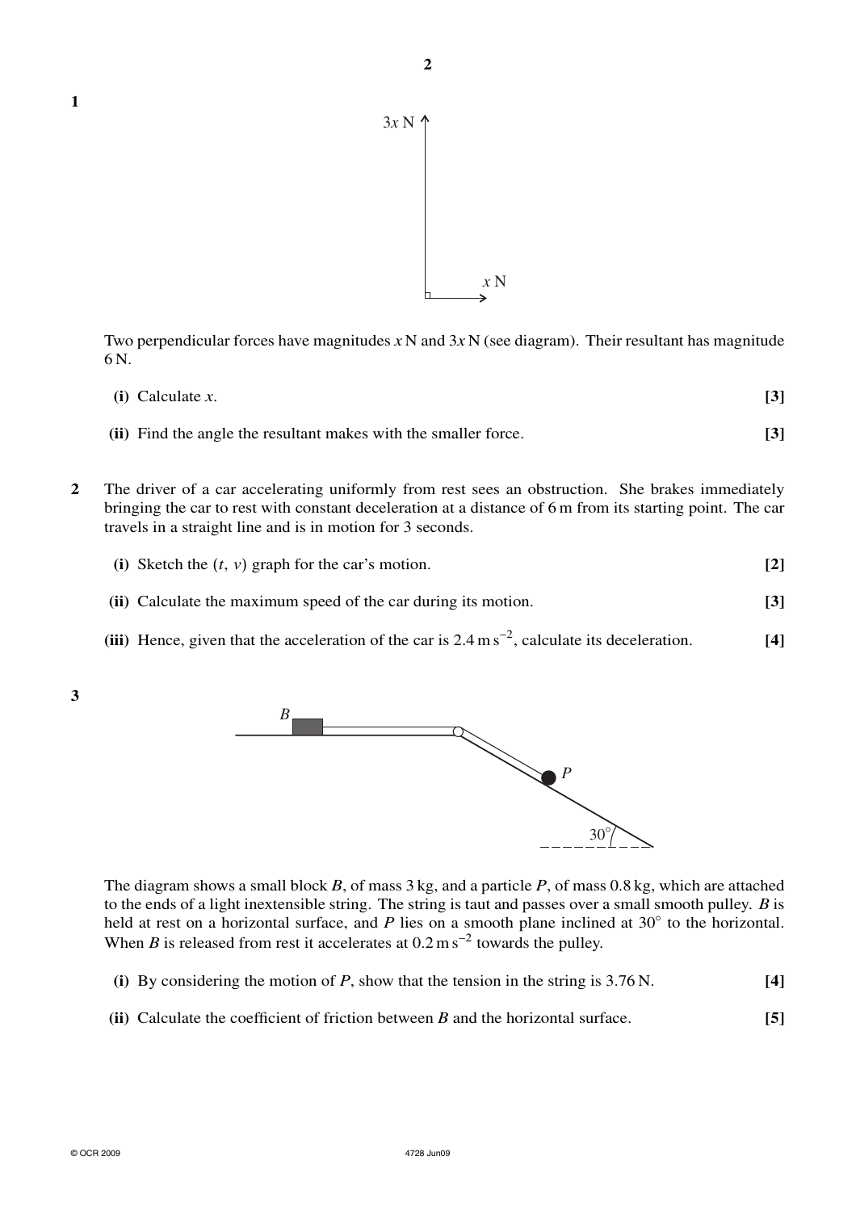**1**

Two perpendicular forces have magnitudes $x$ N and $3x$ N (see diagram). Their resultant has magnitude 6 N.

**(i)** Calculate $x$. **[3]**

**(ii)** Find the angle the resultant makes with the smaller force. **[3]**

**2** The driver of a car accelerating uniformly from rest sees an obstruction. She brakes immediately bringing the car to rest with constant deceleration at a distance of 6 m from its starting point. The car travels in a straight line and is in motion for 3 seconds.

**(i)** Sketch the $(t, v)$ graph for the car's motion. **[2]**

**(ii)** Calculate the maximum speed of the car during its motion. **[3]**

**(iii)** Hence, given that the acceleration of the car is $2.4 \text{ m s}^{-2}$, calculate its deceleration. **[4]**

**3**

The diagram shows a small block $B$, of mass 3 kg, and a particle $P$, of mass 0.8 kg, which are attached to the ends of a light inextensible string. The string is taut and passes over a small smooth pulley. $B$ is held at rest on a horizontal surface, and $P$ lies on a smooth plane inclined at 30° to the horizontal. When $B$ is released from rest it accelerates at $0.2 \text{ m s}^{-2}$ towards the pulley.

**(i)** By considering the motion of $P$, show that the tension in the string is 3.76 N. **[4]**

**(ii)** Calculate the coefficient of friction between $B$ and the horizontal surface. **[5]**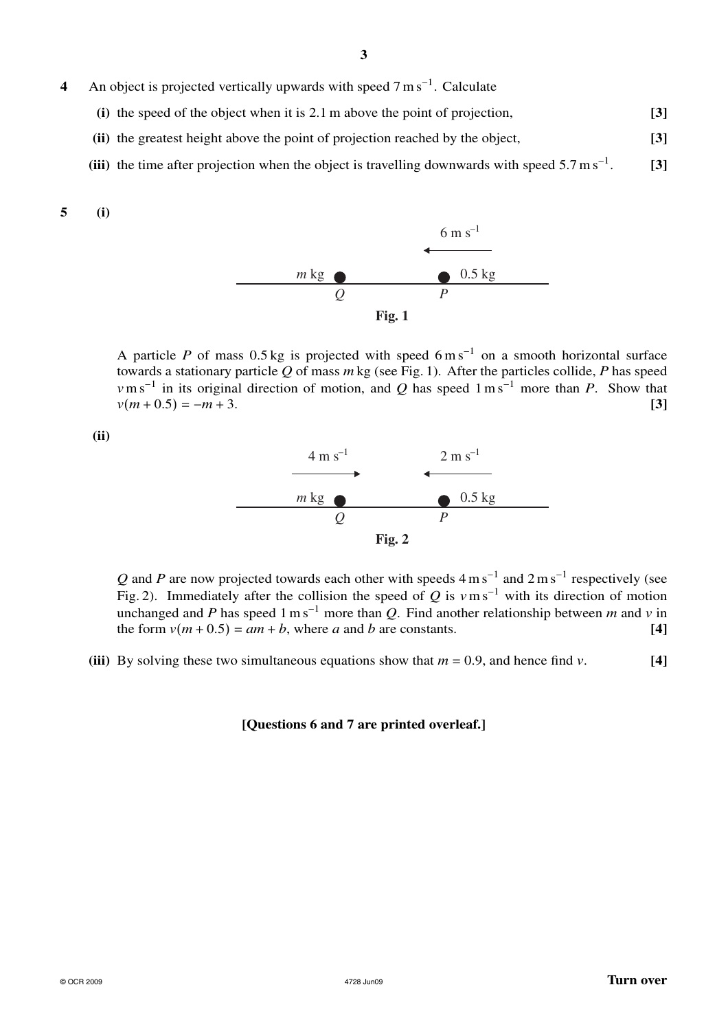**4** An object is projected vertically upwards with speed $7\,\text{m}\,\text{s}^{-1}$. Calculate

**(i)** the speed of the object when it is 2.1 m above the point of projection, **[3]**

**(ii)** the greatest height above the point of projection reached by the object, **[3]**

**(iii)** the time after projection when the object is travelling downwards with speed $5.7\,\text{m}\,\text{s}^{-1}$. **[3]**

**5** **(i)**

$6\ \text{m s}^{-1}$ ←

$m$ kg ● $Q$ ● $P$ 0.5 kg

**Fig. 1**

A particle $P$ of mass 0.5 kg is projected with speed $6\,\text{m}\,\text{s}^{-1}$ on a smooth horizontal surface towards a stationary particle $Q$ of mass $m$ kg (see Fig. 1). After the particles collide, $P$ has speed $v\,\text{m}\,\text{s}^{-1}$ in its original direction of motion, and $Q$ has speed $1\,\text{m}\,\text{s}^{-1}$ more than $P$. Show that $v(m + 0.5) = -m + 3$. **[3]**

**(ii)**

$4\ \text{m s}^{-1}$ → ← $2\ \text{m s}^{-1}$

$m$ kg ● $Q$ ● $P$ 0.5 kg

**Fig. 2**

$Q$ and $P$ are now projected towards each other with speeds $4\,\text{m}\,\text{s}^{-1}$ and $2\,\text{m}\,\text{s}^{-1}$ respectively (see Fig. 2). Immediately after the collision the speed of $Q$ is $v\,\text{m}\,\text{s}^{-1}$ with its direction of motion unchanged and $P$ has speed $1\,\text{m}\,\text{s}^{-1}$ more than $Q$. Find another relationship between $m$ and $v$ in the form $v(m + 0.5) = am + b$, where $a$ and $b$ are constants. **[4]**

**(iii)** By solving these two simultaneous equations show that $m = 0.9$, and hence find $v$. **[4]**

**[Questions 6 and 7 are printed overleaf.]**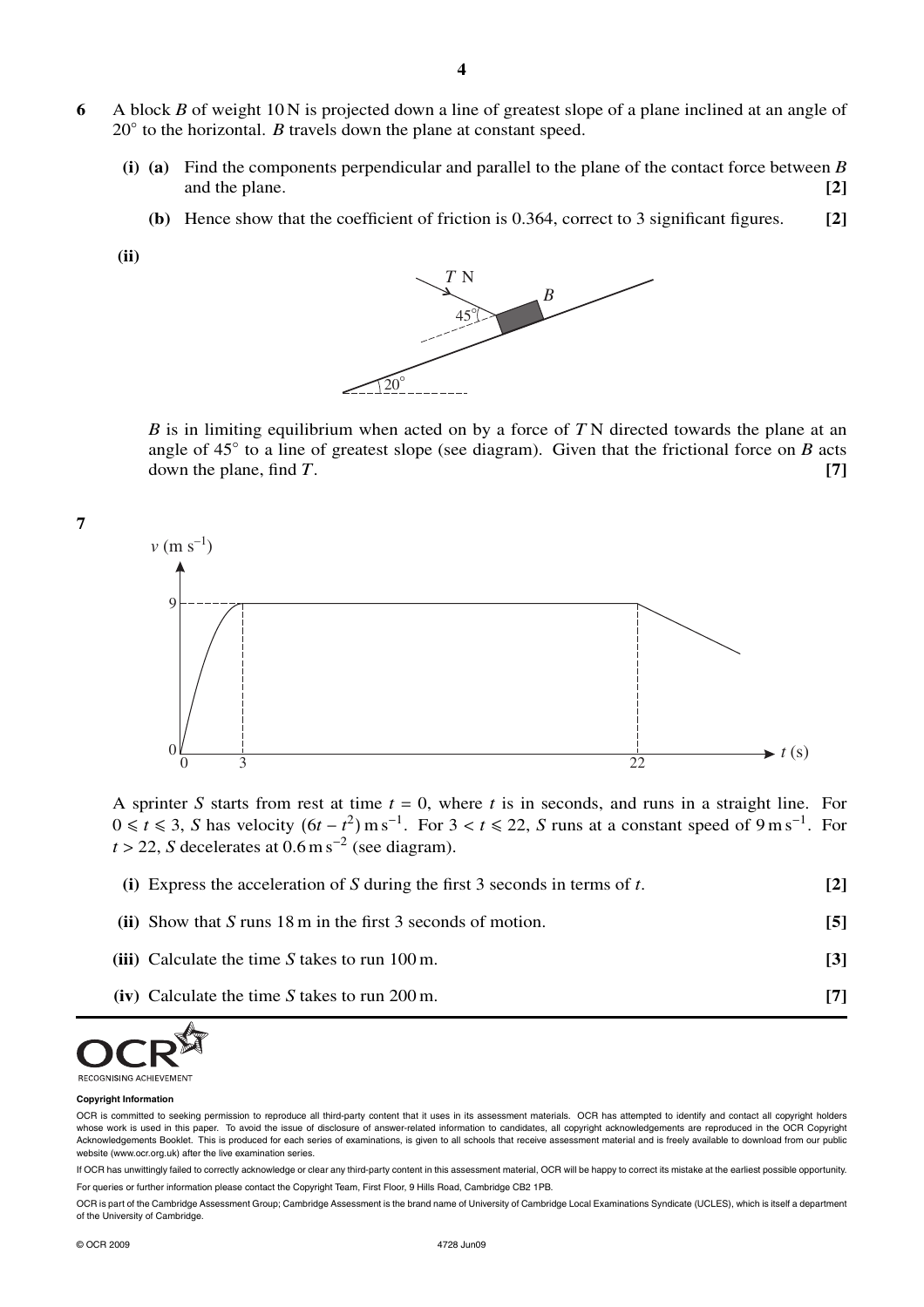**6** A block $B$ of weight 10 N is projected down a line of greatest slope of a plane inclined at an angle of $20^\circ$ to the horizontal. $B$ travels down the plane at constant speed.

**(i) (a)** Find the components perpendicular and parallel to the plane of the contact force between $B$ and the plane. **[2]**

**(b)** Hence show that the coefficient of friction is 0.364, correct to 3 significant figures. **[2]**

**(ii)**

$T$ N

$B$

$45^\circ$

$20^\circ$

$B$ is in limiting equilibrium when acted on by a force of $T$ N directed towards the plane at an angle of $45^\circ$ to a line of greatest slope (see diagram). Given that the frictional force on $B$ acts down the plane, find $T$. **[7]**

**7**

$v$ (m s$^{-1}$)

9

0

0

3

22

$t$ (s)

A sprinter $S$ starts from rest at time $t = 0$, where $t$ is in seconds, and runs in a straight line. For $0 \leqslant t \leqslant 3$, $S$ has velocity $(6t - t^2)$ m s$^{-1}$. For $3 < t \leqslant 22$, $S$ runs at a constant speed of 9 m s$^{-1}$. For $t > 22$, $S$ decelerates at 0.6 m s$^{-2}$ (see diagram).

**(i)** Express the acceleration of $S$ during the first 3 seconds in terms of $t$. **[2]**

**(ii)** Show that $S$ runs 18 m in the first 3 seconds of motion. **[5]**

**(iii)** Calculate the time $S$ takes to run 100 m. **[3]**

**(iv)** Calculate the time $S$ takes to run 200 m. **[7]**

**Copyright Information**

OCR is committed to seeking permission to reproduce all third-party content that it uses in its assessment materials. OCR has attempted to identify and contact all copyright holders whose work is used in this paper. To avoid the issue of disclosure of answer-related information to candidates, all copyright acknowledgements are reproduced in the OCR Copyright Acknowledgements Booklet. This is produced for each series of examinations, is given to all schools that receive assessment material and is freely available to download from our public website (www.ocr.org.uk) after the live examination series.

If OCR has unwittingly failed to correctly acknowledge or clear any third-party content in this assessment material, OCR will be happy to correct its mistake at the earliest possible opportunity.

For queries or further information please contact the Copyright Team, First Floor, 9 Hills Road, Cambridge CB2 1PB.

OCR is part of the Cambridge Assessment Group; Cambridge Assessment is the brand name of University of Cambridge Local Examinations Syndicate (UCLES), which is itself a department of the University of Cambridge.

© OCR 2009

4728 Jun09